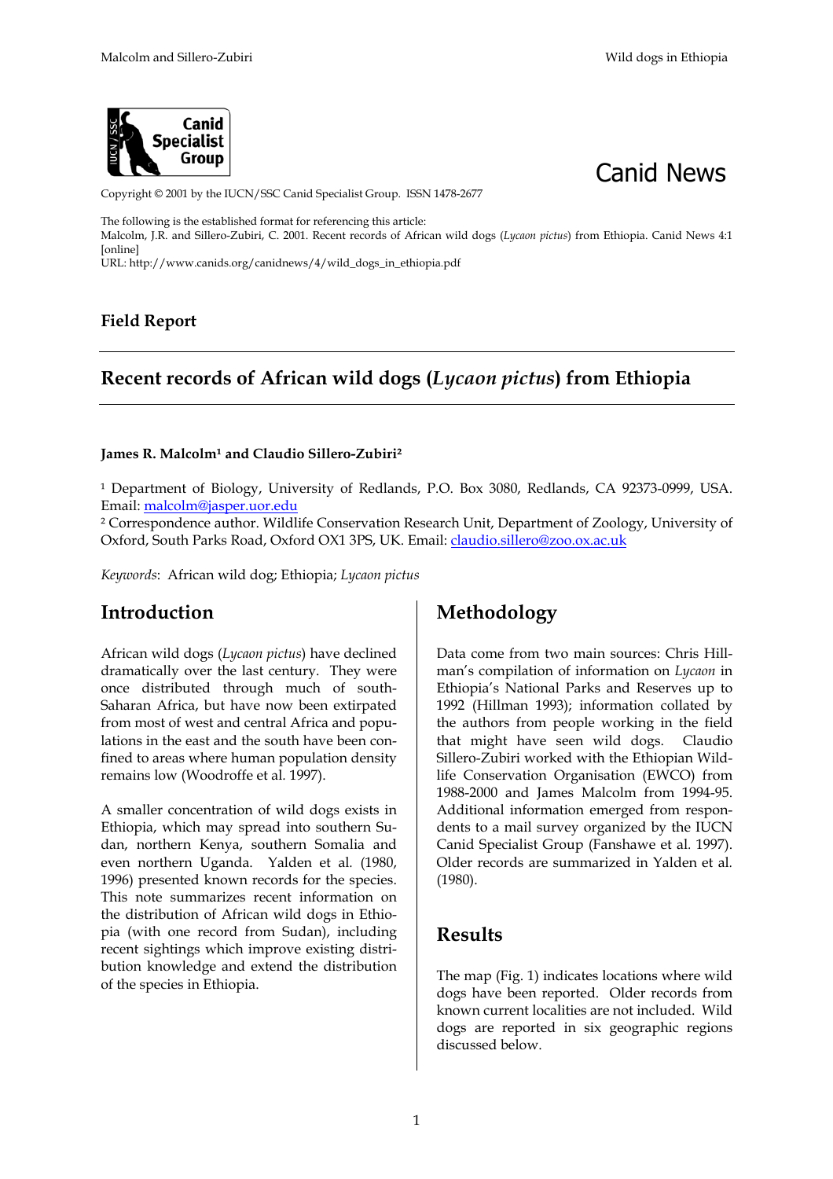Canid Specialist Group

Canid News

Copyright © 2001 by the IUCN/SSC Canid Specialist Group. ISSN 1478-2677

The following is the established format for referencing this article:
Malcolm, J.R. and Sillero-Zubiri, C. 2001. Recent records of African wild dogs (*Lycaon pictus*) from Ethiopia. Canid News 4:1 [online]
URL: http://www.canids.org/canidnews/4/wild_dogs_in_ethiopia.pdf

**Field Report**

# Recent records of African wild dogs (*Lycaon pictus*) from Ethiopia

**James R. Malcolm[1] and Claudio Sillero-Zubiri[2]**

[1] Department of Biology, University of Redlands, P.O. Box 3080, Redlands, CA 92373-0999, USA. Email: malcolm@jasper.uor.edu
[2] Correspondence author. Wildlife Conservation Research Unit, Department of Zoology, University of Oxford, South Parks Road, Oxford OX1 3PS, UK. Email: claudio.sillero@zoo.ox.ac.uk

*Keywords*: African wild dog; Ethiopia; *Lycaon pictus*

## Introduction

African wild dogs (*Lycaon pictus*) have declined dramatically over the last century. They were once distributed through much of south-Saharan Africa, but have now been extirpated from most of west and central Africa and populations in the east and the south have been confined to areas where human population density remains low (Woodroffe et al. 1997).

A smaller concentration of wild dogs exists in Ethiopia, which may spread into southern Sudan, northern Kenya, southern Somalia and even northern Uganda. Yalden et al. (1980, 1996) presented known records for the species. This note summarizes recent information on the distribution of African wild dogs in Ethiopia (with one record from Sudan), including recent sightings which improve existing distribution knowledge and extend the distribution of the species in Ethiopia.

## Methodology

Data come from two main sources: Chris Hillman's compilation of information on *Lycaon* in Ethiopia's National Parks and Reserves up to 1992 (Hillman 1993); information collated by the authors from people working in the field that might have seen wild dogs. Claudio Sillero-Zubiri worked with the Ethiopian Wildlife Conservation Organisation (EWCO) from 1988-2000 and James Malcolm from 1994-95. Additional information emerged from respondents to a mail survey organized by the IUCN Canid Specialist Group (Fanshawe et al. 1997). Older records are summarized in Yalden et al. (1980).

## Results

The map (Fig. 1) indicates locations where wild dogs have been reported. Older records from known current localities are not included. Wild dogs are reported in six geographic regions discussed below.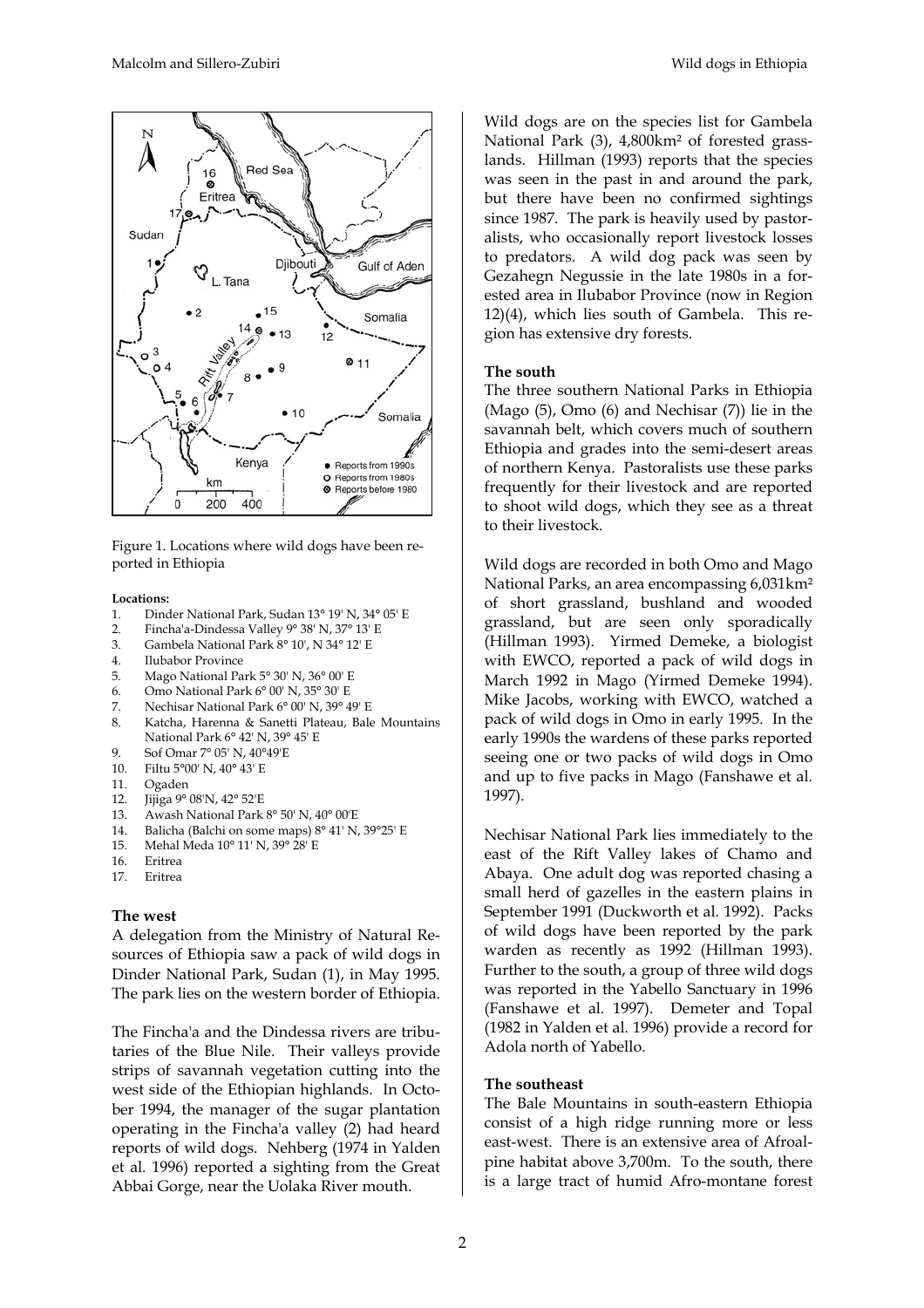Figure 1. Locations where wild dogs have been reported in Ethiopia

**Locations:**

1. Dinder National Park, Sudan 13° 19' N, 34° 05' E
2. Fincha'a-Dindessa Valley 9° 38' N, 37° 13' E
3. Gambela National Park 8° 10', N 34° 12' E
4. Ilubabor Province
5. Mago National Park 5° 30' N, 36° 00' E
6. Omo National Park 6° 00' N, 35° 30' E
7. Nechisar National Park 6° 00' N, 39° 49' E
8. Katcha, Harenna & Sanetti Plateau, Bale Mountains National Park 6° 42' N, 39° 45' E
9. Sof Omar 7° 05' N, 40°49'E
10. Filtu 5°00' N, 40° 43' E
11. Ogaden
12. Jijiga 9° 08'N, 42° 52'E
13. Awash National Park 8° 50' N, 40° 00'E
14. Balicha (Balchi on some maps) 8° 41' N, 39°25' E
15. Mehal Meda 10° 11' N, 39° 28' E
16. Eritrea
17. Eritrea

**The west**

A delegation from the Ministry of Natural Resources of Ethiopia saw a pack of wild dogs in Dinder National Park, Sudan (1), in May 1995. The park lies on the western border of Ethiopia.

The Fincha'a and the Dindessa rivers are tributaries of the Blue Nile. Their valleys provide strips of savannah vegetation cutting into the west side of the Ethiopian highlands. In October 1994, the manager of the sugar plantation operating in the Fincha'a valley (2) had heard reports of wild dogs. Nehberg (1974 in Yalden et al. 1996) reported a sighting from the Great Abbai Gorge, near the Uolaka River mouth.

Wild dogs are on the species list for Gambela National Park (3), 4,800km² of forested grasslands. Hillman (1993) reports that the species was seen in the past in and around the park, but there have been no confirmed sightings since 1987. The park is heavily used by pastoralists, who occasionally report livestock losses to predators. A wild dog pack was seen by Gezahegn Negussie in the late 1980s in a forested area in Ilubabor Province (now in Region 12)(4), which lies south of Gambela. This region has extensive dry forests.

**The south**

The three southern National Parks in Ethiopia (Mago (5), Omo (6) and Nechisar (7)) lie in the savannah belt, which covers much of southern Ethiopia and grades into the semi-desert areas of northern Kenya. Pastoralists use these parks frequently for their livestock and are reported to shoot wild dogs, which they see as a threat to their livestock.

Wild dogs are recorded in both Omo and Mago National Parks, an area encompassing 6,031km² of short grassland, bushland and wooded grassland, but are seen only sporadically (Hillman 1993). Yirmed Demeke, a biologist with EWCO, reported a pack of wild dogs in March 1992 in Mago (Yirmed Demeke 1994). Mike Jacobs, working with EWCO, watched a pack of wild dogs in Omo in early 1995. In the early 1990s the wardens of these parks reported seeing one or two packs of wild dogs in Omo and up to five packs in Mago (Fanshawe et al. 1997).

Nechisar National Park lies immediately to the east of the Rift Valley lakes of Chamo and Abaya. One adult dog was reported chasing a small herd of gazelles in the eastern plains in September 1991 (Duckworth et al. 1992). Packs of wild dogs have been reported by the park warden as recently as 1992 (Hillman 1993). Further to the south, a group of three wild dogs was reported in the Yabello Sanctuary in 1996 (Fanshawe et al. 1997). Demeter and Topal (1982 in Yalden et al. 1996) provide a record for Adola north of Yabello.

**The southeast**

The Bale Mountains in south-eastern Ethiopia consist of a high ridge running more or less east-west. There is an extensive area of Afroalpine habitat above 3,700m. To the south, there is a large tract of humid Afro-montane forest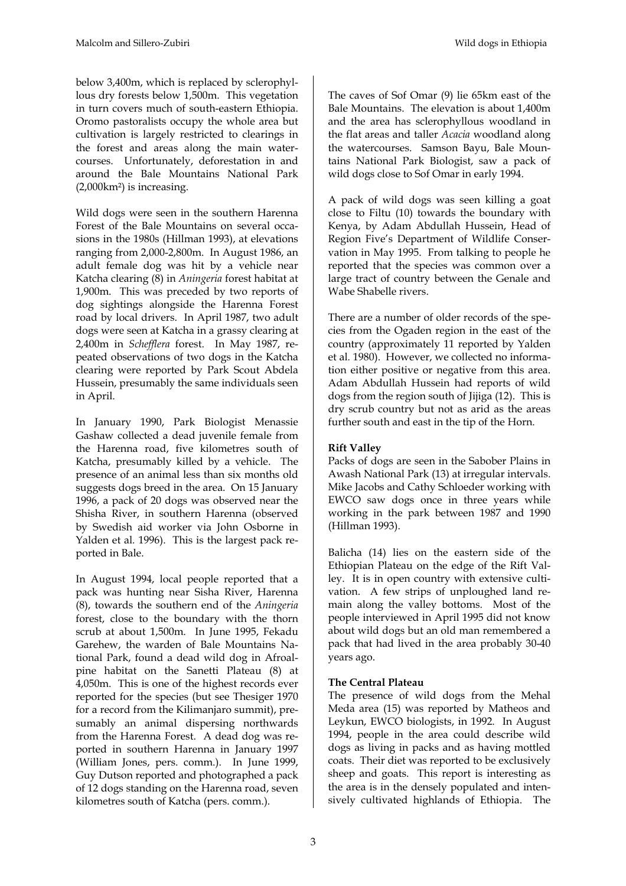below 3,400m, which is replaced by sclerophyllous dry forests below 1,500m. This vegetation in turn covers much of south-eastern Ethiopia. Oromo pastoralists occupy the whole area but cultivation is largely restricted to clearings in the forest and areas along the main watercourses. Unfortunately, deforestation in and around the Bale Mountains National Park (2,000km²) is increasing.

Wild dogs were seen in the southern Harenna Forest of the Bale Mountains on several occasions in the 1980s (Hillman 1993), at elevations ranging from 2,000-2,800m. In August 1986, an adult female dog was hit by a vehicle near Katcha clearing (8) in *Aningeria* forest habitat at 1,900m. This was preceded by two reports of dog sightings alongside the Harenna Forest road by local drivers. In April 1987, two adult dogs were seen at Katcha in a grassy clearing at 2,400m in *Schefflera* forest. In May 1987, repeated observations of two dogs in the Katcha clearing were reported by Park Scout Abdela Hussein, presumably the same individuals seen in April.

In January 1990, Park Biologist Menassie Gashaw collected a dead juvenile female from the Harenna road, five kilometres south of Katcha, presumably killed by a vehicle. The presence of an animal less than six months old suggests dogs breed in the area. On 15 January 1996, a pack of 20 dogs was observed near the Shisha River, in southern Harenna (observed by Swedish aid worker via John Osborne in Yalden et al. 1996). This is the largest pack reported in Bale.

In August 1994, local people reported that a pack was hunting near Sisha River, Harenna (8), towards the southern end of the *Aningeria* forest, close to the boundary with the thorn scrub at about 1,500m. In June 1995, Fekadu Garehew, the warden of Bale Mountains National Park, found a dead wild dog in Afroalpine habitat on the Sanetti Plateau (8) at 4,050m. This is one of the highest records ever reported for the species (but see Thesiger 1970 for a record from the Kilimanjaro summit), presumably an animal dispersing northwards from the Harenna Forest. A dead dog was reported in southern Harenna in January 1997 (William Jones, pers. comm.). In June 1999, Guy Dutson reported and photographed a pack of 12 dogs standing on the Harenna road, seven kilometres south of Katcha (pers. comm.).

The caves of Sof Omar (9) lie 65km east of the Bale Mountains. The elevation is about 1,400m and the area has sclerophyllous woodland in the flat areas and taller *Acacia* woodland along the watercourses. Samson Bayu, Bale Mountains National Park Biologist, saw a pack of wild dogs close to Sof Omar in early 1994.

A pack of wild dogs was seen killing a goat close to Filtu (10) towards the boundary with Kenya, by Adam Abdullah Hussein, Head of Region Five's Department of Wildlife Conservation in May 1995. From talking to people he reported that the species was common over a large tract of country between the Genale and Wabe Shabelle rivers.

There are a number of older records of the species from the Ogaden region in the east of the country (approximately 11 reported by Yalden et al. 1980). However, we collected no information either positive or negative from this area. Adam Abdullah Hussein had reports of wild dogs from the region south of Jijiga (12). This is dry scrub country but not as arid as the areas further south and east in the tip of the Horn.

**Rift Valley**

Packs of dogs are seen in the Sabober Plains in Awash National Park (13) at irregular intervals. Mike Jacobs and Cathy Schloeder working with EWCO saw dogs once in three years while working in the park between 1987 and 1990 (Hillman 1993).

Balicha (14) lies on the eastern side of the Ethiopian Plateau on the edge of the Rift Valley. It is in open country with extensive cultivation. A few strips of unploughed land remain along the valley bottoms. Most of the people interviewed in April 1995 did not know about wild dogs but an old man remembered a pack that had lived in the area probably 30-40 years ago.

**The Central Plateau**

The presence of wild dogs from the Mehal Meda area (15) was reported by Matheos and Leykun, EWCO biologists, in 1992. In August 1994, people in the area could describe wild dogs as living in packs and as having mottled coats. Their diet was reported to be exclusively sheep and goats. This report is interesting as the area is in the densely populated and intensively cultivated highlands of Ethiopia. The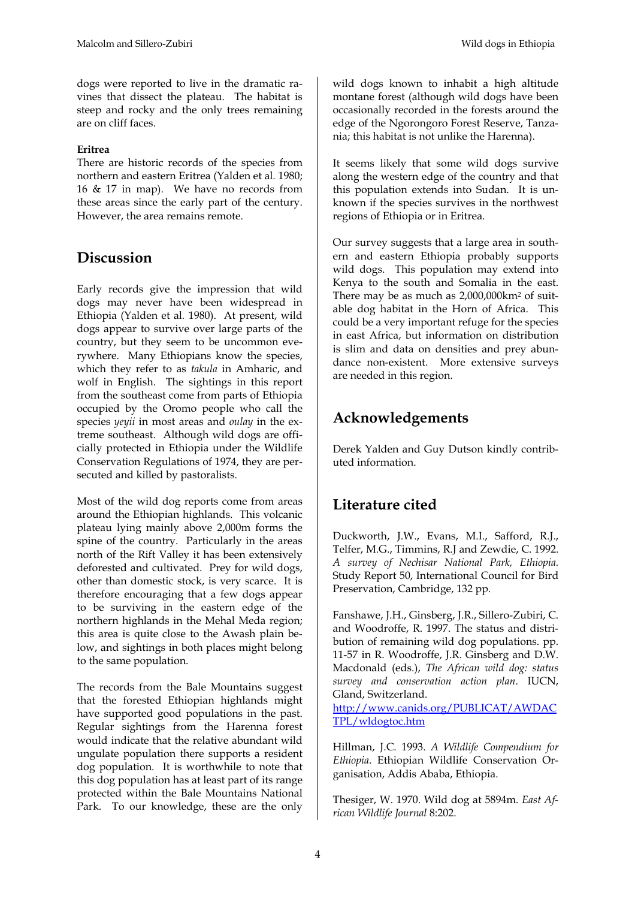dogs were reported to live in the dramatic ravines that dissect the plateau. The habitat is steep and rocky and the only trees remaining are on cliff faces.

**Eritrea**

There are historic records of the species from northern and eastern Eritrea (Yalden et al. 1980; 16 & 17 in map). We have no records from these areas since the early part of the century. However, the area remains remote.

## Discussion

Early records give the impression that wild dogs may never have been widespread in Ethiopia (Yalden et al. 1980). At present, wild dogs appear to survive over large parts of the country, but they seem to be uncommon everywhere. Many Ethiopians know the species, which they refer to as *takula* in Amharic, and wolf in English. The sightings in this report from the southeast come from parts of Ethiopia occupied by the Oromo people who call the species *yeyii* in most areas and *oulay* in the extreme southeast. Although wild dogs are officially protected in Ethiopia under the Wildlife Conservation Regulations of 1974, they are persecuted and killed by pastoralists.

Most of the wild dog reports come from areas around the Ethiopian highlands. This volcanic plateau lying mainly above 2,000m forms the spine of the country. Particularly in the areas north of the Rift Valley it has been extensively deforested and cultivated. Prey for wild dogs, other than domestic stock, is very scarce. It is therefore encouraging that a few dogs appear to be surviving in the eastern edge of the northern highlands in the Mehal Meda region; this area is quite close to the Awash plain below, and sightings in both places might belong to the same population.

The records from the Bale Mountains suggest that the forested Ethiopian highlands might have supported good populations in the past. Regular sightings from the Harenna forest would indicate that the relative abundant wild ungulate population there supports a resident dog population. It is worthwhile to note that this dog population has at least part of its range protected within the Bale Mountains National Park. To our knowledge, these are the only wild dogs known to inhabit a high altitude montane forest (although wild dogs have been occasionally recorded in the forests around the edge of the Ngorongoro Forest Reserve, Tanzania; this habitat is not unlike the Harenna).

It seems likely that some wild dogs survive along the western edge of the country and that this population extends into Sudan. It is unknown if the species survives in the northwest regions of Ethiopia or in Eritrea.

Our survey suggests that a large area in southern and eastern Ethiopia probably supports wild dogs. This population may extend into Kenya to the south and Somalia in the east. There may be as much as 2,000,000km$^2$ of suitable dog habitat in the Horn of Africa. This could be a very important refuge for the species in east Africa, but information on distribution is slim and data on densities and prey abundance non-existent. More extensive surveys are needed in this region.

## Acknowledgements

Derek Yalden and Guy Dutson kindly contributed information.

## Literature cited

Duckworth, J.W., Evans, M.I., Safford, R.J., Telfer, M.G., Timmins, R.J and Zewdie, C. 1992. *A survey of Nechisar National Park, Ethiopia.* Study Report 50, International Council for Bird Preservation, Cambridge, 132 pp.

Fanshawe, J.H., Ginsberg, J.R., Sillero-Zubiri, C. and Woodroffe, R. 1997. The status and distribution of remaining wild dog populations. pp. 11-57 in R. Woodroffe, J.R. Ginsberg and D.W. Macdonald (eds.), *The African wild dog: status survey and conservation action plan*. IUCN, Gland, Switzerland. http://www.canids.org/PUBLICAT/AWDACTPL/wldogtoc.htm

Hillman, J.C. 1993. *A Wildlife Compendium for Ethiopia*. Ethiopian Wildlife Conservation Organisation, Addis Ababa, Ethiopia.

Thesiger, W. 1970. Wild dog at 5894m. *East African Wildlife Journal* 8:202.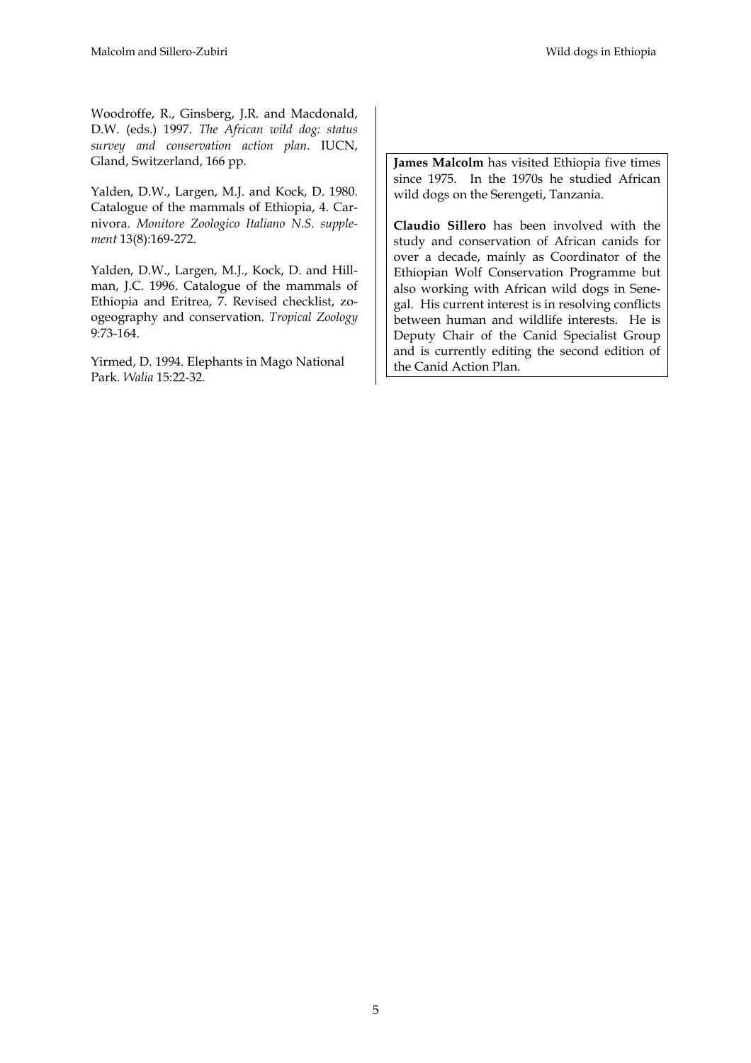Woodroffe, R., Ginsberg, J.R. and Macdonald, D.W. (eds.) 1997. *The African wild dog: status survey and conservation action plan*. IUCN, Gland, Switzerland, 166 pp.

Yalden, D.W., Largen, M.J. and Kock, D. 1980. Catalogue of the mammals of Ethiopia, 4. Carnivora. *Monitore Zoologico Italiano N.S. supplement* 13(8):169-272.

Yalden, D.W., Largen, M.J., Kock, D. and Hillman, J.C. 1996. Catalogue of the mammals of Ethiopia and Eritrea, 7. Revised checklist, zoogeography and conservation. *Tropical Zoology* 9:73-164.

Yirmed, D. 1994. Elephants in Mago National Park. *Walia* 15:22-32.

**James Malcolm** has visited Ethiopia five times since 1975. In the 1970s he studied African wild dogs on the Serengeti, Tanzania.

**Claudio Sillero** has been involved with the study and conservation of African canids for over a decade, mainly as Coordinator of the Ethiopian Wolf Conservation Programme but also working with African wild dogs in Senegal. His current interest is in resolving conflicts between human and wildlife interests. He is Deputy Chair of the Canid Specialist Group and is currently editing the second edition of the Canid Action Plan.